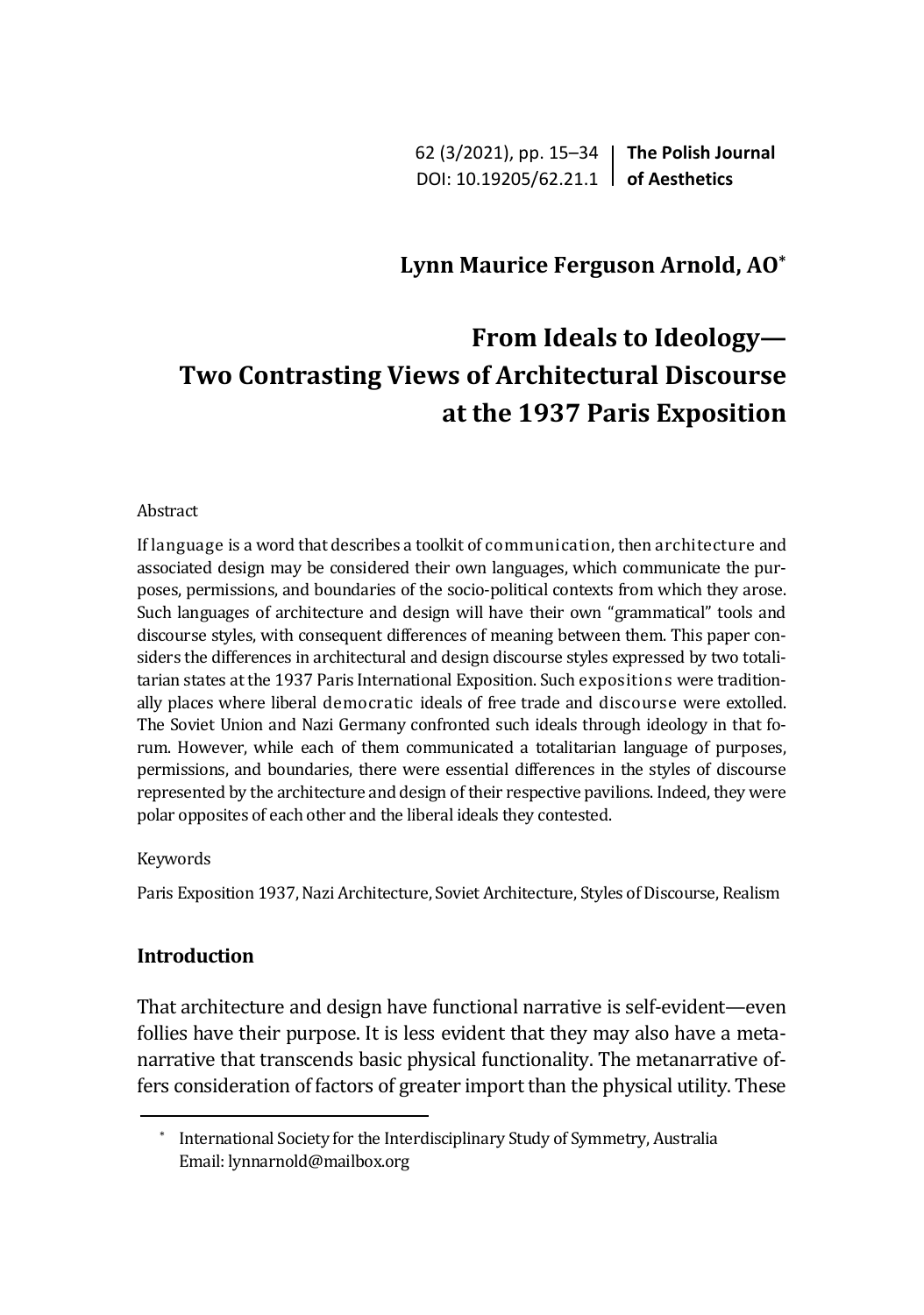# Lynn Maurice Ferguson Arnold, AO[*]

# From Ideals to Ideology—Two Contrasting Views of Architectural Discourse at the 1937 Paris Exposition

Abstract

If language is a word that describes a toolkit of communication, then architecture and associated design may be considered their own languages, which communicate the purposes, permissions, and boundaries of the socio-political contexts from which they arose. Such languages of architecture and design will have their own "grammatical" tools and discourse styles, with consequent differences of meaning between them. This paper considers the differences in architectural and design discourse styles expressed by two totalitarian states at the 1937 Paris International Exposition. Such expositions were traditionally places where liberal democratic ideals of free trade and discourse were extolled. The Soviet Union and Nazi Germany confronted such ideals through ideology in that forum. However, while each of them communicated a totalitarian language of purposes, permissions, and boundaries, there were essential differences in the styles of discourse represented by the architecture and design of their respective pavilions. Indeed, they were polar opposites of each other and the liberal ideals they contested.

Keywords

Paris Exposition 1937, Nazi Architecture, Soviet Architecture, Styles of Discourse, Realism

## Introduction

That architecture and design have functional narrative is self-evident—even follies have their purpose. It is less evident that they may also have a metanarrative that transcends basic physical functionality. The metanarrative offers consideration of factors of greater import than the physical utility. These

[*] International Society for the Interdisciplinary Study of Symmetry, Australia
Email: lynnarnold@mailbox.org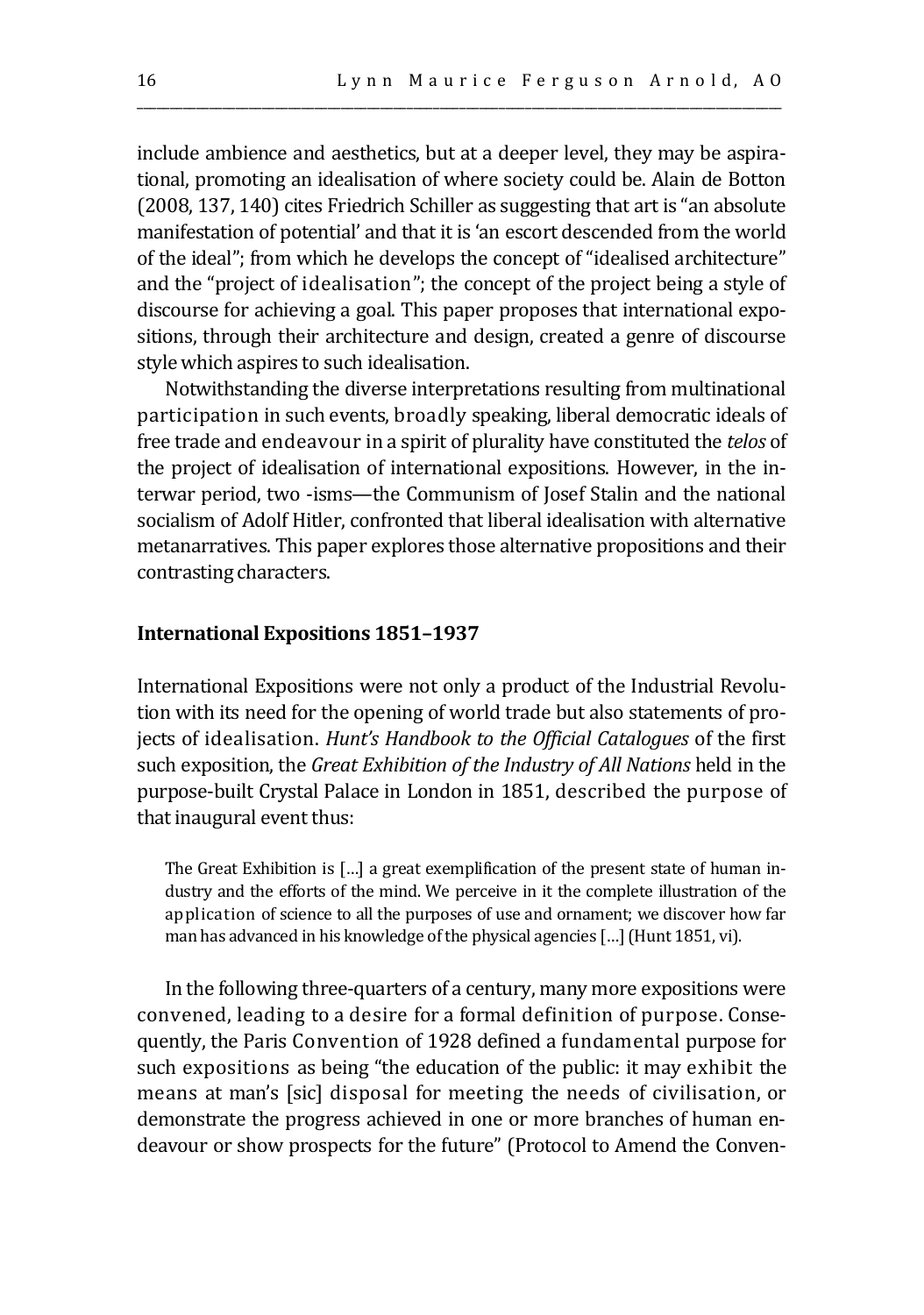include ambience and aesthetics, but at a deeper level, they may be aspirational, promoting an idealisation of where society could be. Alain de Botton (2008, 137, 140) cites Friedrich Schiller as suggesting that art is "an absolute manifestation of potential' and that it is 'an escort descended from the world of the ideal"; from which he develops the concept of "idealised architecture" and the "project of idealisation"; the concept of the project being a style of discourse for achieving a goal. This paper proposes that international expositions, through their architecture and design, created a genre of discourse style which aspires to such idealisation.

Notwithstanding the diverse interpretations resulting from multinational participation in such events, broadly speaking, liberal democratic ideals of free trade and endeavour in a spirit of plurality have constituted the *telos* of the project of idealisation of international expositions. However, in the interwar period, two -isms—the Communism of Josef Stalin and the national socialism of Adolf Hitler, confronted that liberal idealisation with alternative metanarratives. This paper explores those alternative propositions and their contrasting characters.

## International Expositions 1851–1937

International Expositions were not only a product of the Industrial Revolution with its need for the opening of world trade but also statements of projects of idealisation. *Hunt's Handbook to the Official Catalogues* of the first such exposition, the *Great Exhibition of the Industry of All Nations* held in the purpose-built Crystal Palace in London in 1851, described the purpose of that inaugural event thus:

> The Great Exhibition is […] a great exemplification of the present state of human industry and the efforts of the mind. We perceive in it the complete illustration of the application of science to all the purposes of use and ornament; we discover how far man has advanced in his knowledge of the physical agencies […] (Hunt 1851, vi).

In the following three-quarters of a century, many more expositions were convened, leading to a desire for a formal definition of purpose. Consequently, the Paris Convention of 1928 defined a fundamental purpose for such expositions as being "the education of the public: it may exhibit the means at man's [sic] disposal for meeting the needs of civilisation, or demonstrate the progress achieved in one or more branches of human endeavour or show prospects for the future" (Protocol to Amend the Conven-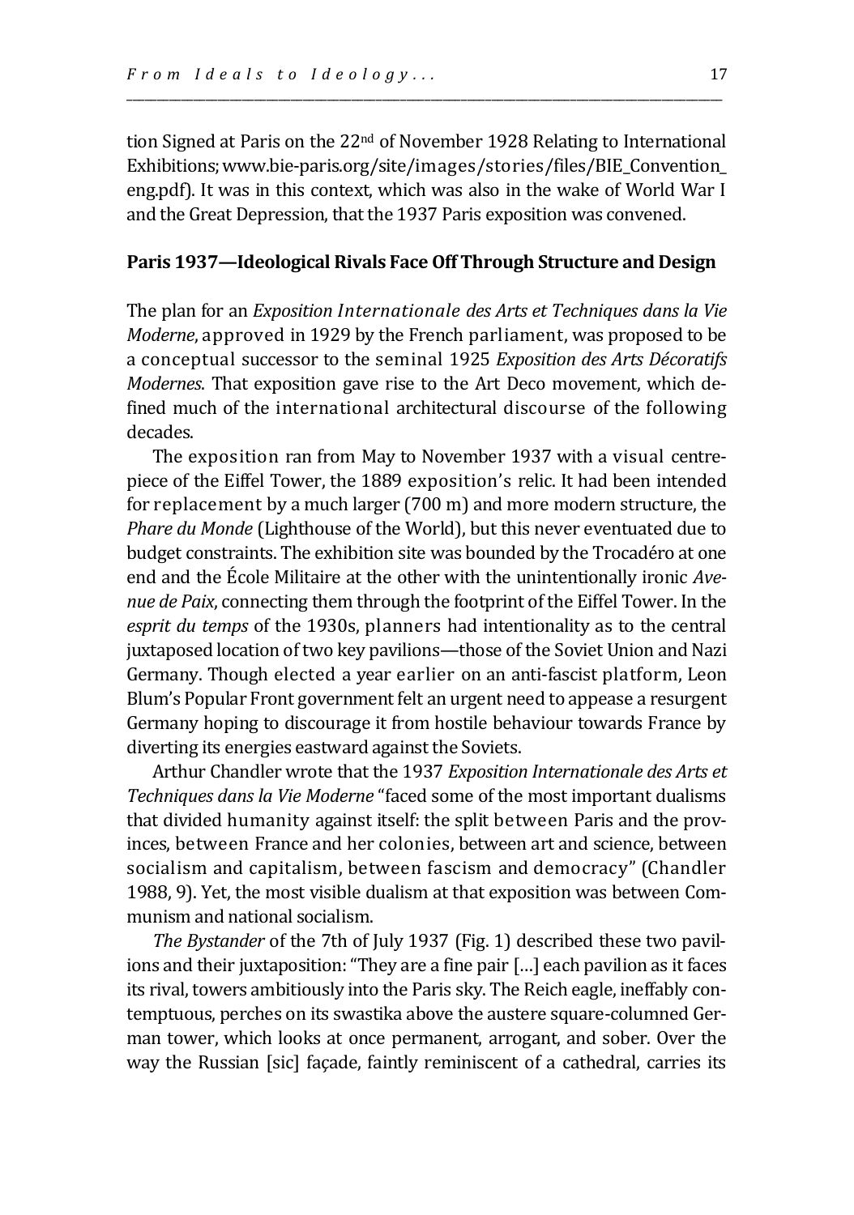tion Signed at Paris on the 22nd of November 1928 Relating to International Exhibitions; www.bie-paris.org/site/images/stories/files/BIE_Convention_eng.pdf). It was in this context, which was also in the wake of World War I and the Great Depression, that the 1937 Paris exposition was convened.

## Paris 1937—Ideological Rivals Face Off Through Structure and Design

The plan for an *Exposition Internationale des Arts et Techniques dans la Vie Moderne*, approved in 1929 by the French parliament, was proposed to be a conceptual successor to the seminal 1925 *Exposition des Arts Décoratifs Modernes*. That exposition gave rise to the Art Deco movement, which defined much of the international architectural discourse of the following decades.

The exposition ran from May to November 1937 with a visual centrepiece of the Eiffel Tower, the 1889 exposition's relic. It had been intended for replacement by a much larger (700 m) and more modern structure, the *Phare du Monde* (Lighthouse of the World), but this never eventuated due to budget constraints. The exhibition site was bounded by the Trocadéro at one end and the École Militaire at the other with the unintentionally ironic *Avenue de Paix*, connecting them through the footprint of the Eiffel Tower. In the *esprit du temps* of the 1930s, planners had intentionality as to the central juxtaposed location of two key pavilions—those of the Soviet Union and Nazi Germany. Though elected a year earlier on an anti-fascist platform, Leon Blum's Popular Front government felt an urgent need to appease a resurgent Germany hoping to discourage it from hostile behaviour towards France by diverting its energies eastward against the Soviets.

Arthur Chandler wrote that the 1937 *Exposition Internationale des Arts et Techniques dans la Vie Moderne* "faced some of the most important dualisms that divided humanity against itself: the split between Paris and the provinces, between France and her colonies, between art and science, between socialism and capitalism, between fascism and democracy" (Chandler 1988, 9). Yet, the most visible dualism at that exposition was between Communism and national socialism.

*The Bystander* of the 7th of July 1937 (Fig. 1) described these two pavilions and their juxtaposition: "They are a fine pair […] each pavilion as it faces its rival, towers ambitiously into the Paris sky. The Reich eagle, ineffably contemptuous, perches on its swastika above the austere square-columned German tower, which looks at once permanent, arrogant, and sober. Over the way the Russian [sic] façade, faintly reminiscent of a cathedral, carries its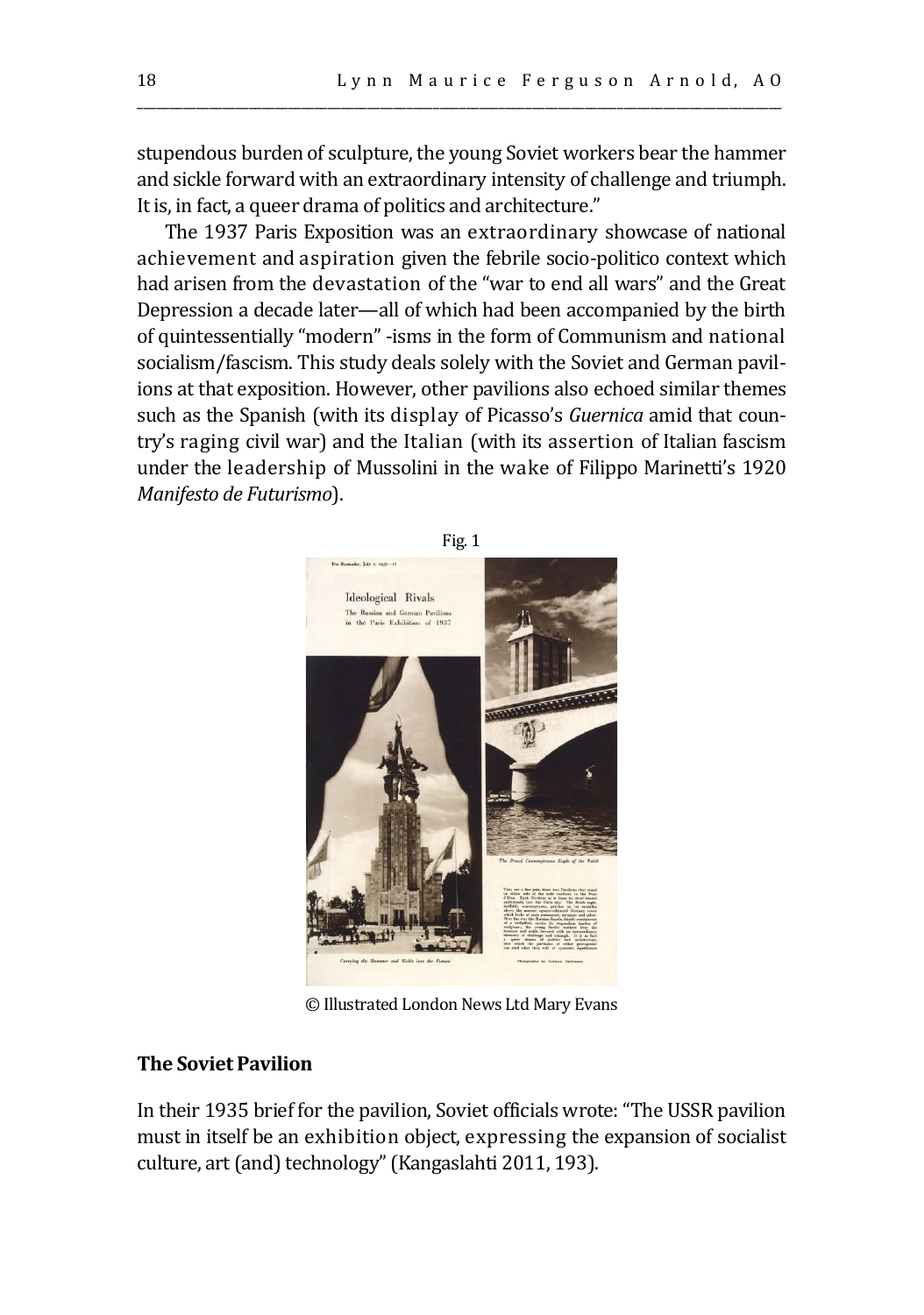stupendous burden of sculpture, the young Soviet workers bear the hammer and sickle forward with an extraordinary intensity of challenge and triumph. It is, in fact, a queer drama of politics and architecture."

The 1937 Paris Exposition was an extraordinary showcase of national achievement and aspiration given the febrile socio-politico context which had arisen from the devastation of the "war to end all wars" and the Great Depression a decade later—all of which had been accompanied by the birth of quintessentially "modern" -isms in the form of Communism and national socialism/fascism. This study deals solely with the Soviet and German pavilions at that exposition. However, other pavilions also echoed similar themes such as the Spanish (with its display of Picasso's *Guernica* amid that country's raging civil war) and the Italian (with its assertion of Italian fascism under the leadership of Mussolini in the wake of Filippo Marinetti's 1920 *Manifesto de Futurismo*).

Fig. 1

© Illustrated London News Ltd Mary Evans

## The Soviet Pavilion

In their 1935 brief for the pavilion, Soviet officials wrote: "The USSR pavilion must in itself be an exhibition object, expressing the expansion of socialist culture, art (and) technology" (Kangaslahti 2011, 193).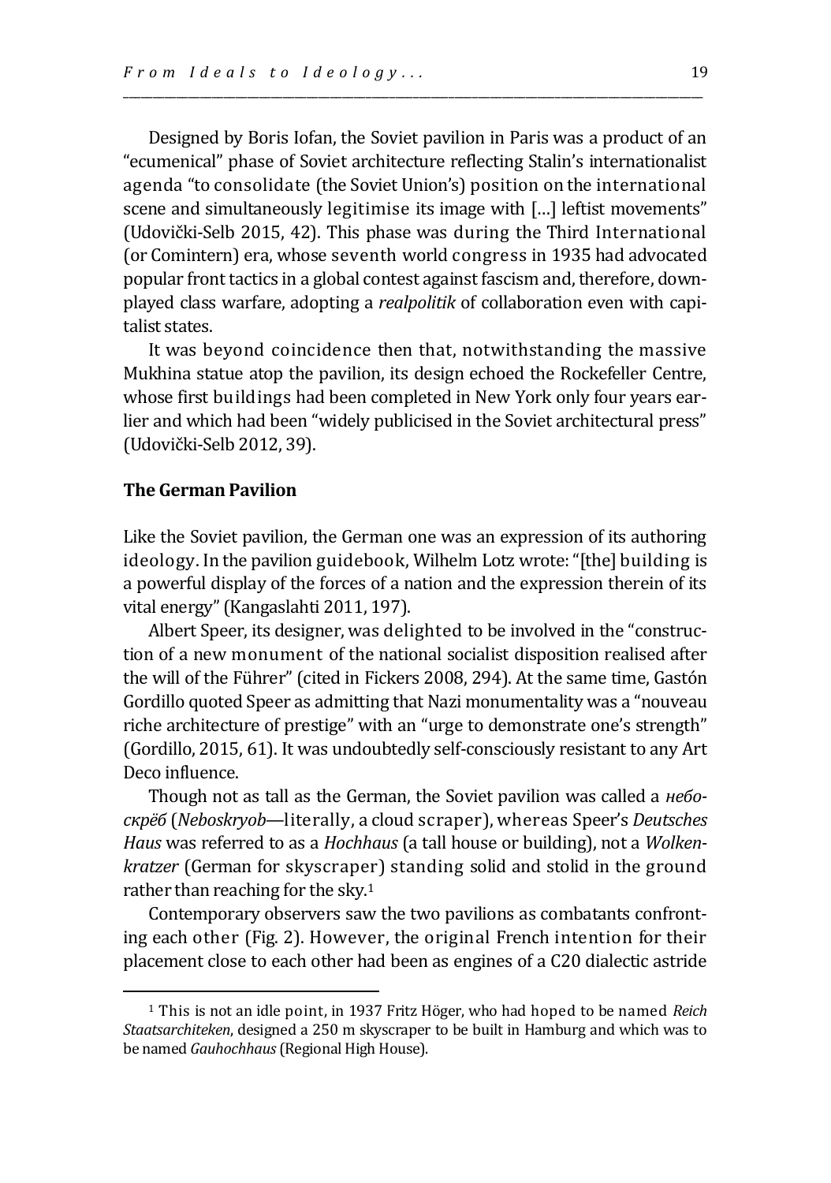Designed by Boris Iofan, the Soviet pavilion in Paris was a product of an "ecumenical" phase of Soviet architecture reflecting Stalin's internationalist agenda "to consolidate (the Soviet Union's) position on the international scene and simultaneously legitimise its image with […] leftist movements" (Udovički-Selb 2015, 42). This phase was during the Third International (or Comintern) era, whose seventh world congress in 1935 had advocated popular front tactics in a global contest against fascism and, therefore, downplayed class warfare, adopting a *realpolitik* of collaboration even with capitalist states.

It was beyond coincidence then that, notwithstanding the massive Mukhina statue atop the pavilion, its design echoed the Rockefeller Centre, whose first buildings had been completed in New York only four years earlier and which had been "widely publicised in the Soviet architectural press" (Udovički-Selb 2012, 39).

### The German Pavilion

Like the Soviet pavilion, the German one was an expression of its authoring ideology. In the pavilion guidebook, Wilhelm Lotz wrote: "[the] building is a powerful display of the forces of a nation and the expression therein of its vital energy" (Kangaslahti 2011, 197).

Albert Speer, its designer, was delighted to be involved in the "construction of a new monument of the national socialist disposition realised after the will of the Führer" (cited in Fickers 2008, 294). At the same time, Gastón Gordillo quoted Speer as admitting that Nazi monumentality was a "nouveau riche architecture of prestige" with an "urge to demonstrate one's strength" (Gordillo, 2015, 61). It was undoubtedly self-consciously resistant to any Art Deco influence.

Though not as tall as the German, the Soviet pavilion was called a *небоскрёб* (*Neboskryob*—literally, a cloud scraper), whereas Speer's *Deutsches Haus* was referred to as a *Hochhaus* (a tall house or building), not a *Wolkenkratzer* (German for skyscraper) standing solid and stolid in the ground rather than reaching for the sky.[1]

Contemporary observers saw the two pavilions as combatants confronting each other (Fig. 2). However, the original French intention for their placement close to each other had been as engines of a C20 dialectic astride

[1] This is not an idle point, in 1937 Fritz Höger, who had hoped to be named *Reich Staatsarchiteken*, designed a 250 m skyscraper to be built in Hamburg and which was to be named *Gauhochhaus* (Regional High House).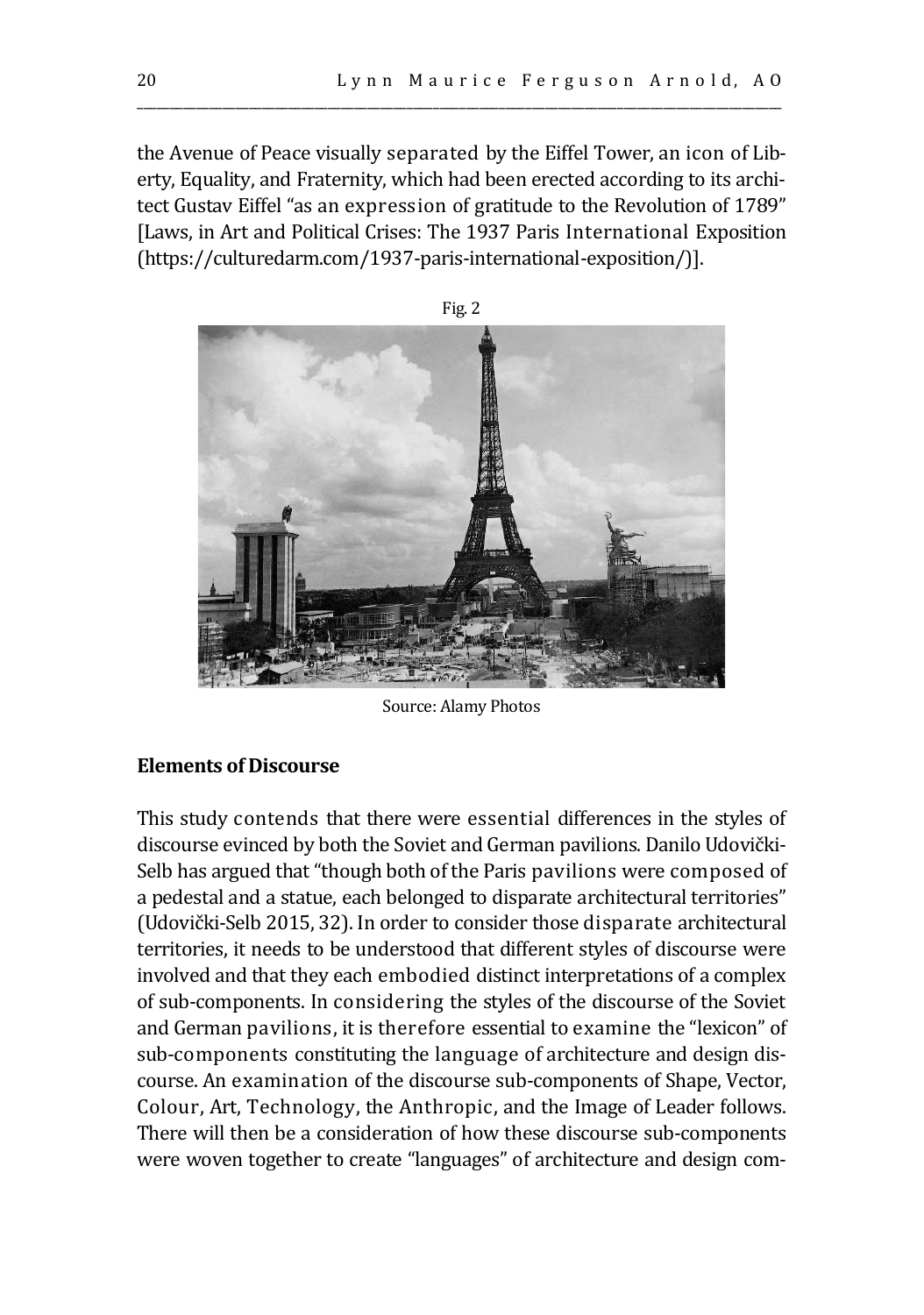the Avenue of Peace visually separated by the Eiffel Tower, an icon of Liberty, Equality, and Fraternity, which had been erected according to its architect Gustav Eiffel "as an expression of gratitude to the Revolution of 1789" [Laws, in Art and Political Crises: The 1937 Paris International Exposition (https://culturedarm.com/1937-paris-international-exposition/)].

Fig. 2

Source: Alamy Photos

**Elements of Discourse**

This study contends that there were essential differences in the styles of discourse evinced by both the Soviet and German pavilions. Danilo Udovički-Selb has argued that "though both of the Paris pavilions were composed of a pedestal and a statue, each belonged to disparate architectural territories" (Udovički-Selb 2015, 32). In order to consider those disparate architectural territories, it needs to be understood that different styles of discourse were involved and that they each embodied distinct interpretations of a complex of sub-components. In considering the styles of the discourse of the Soviet and German pavilions, it is therefore essential to examine the "lexicon" of sub-components constituting the language of architecture and design discourse. An examination of the discourse sub-components of Shape, Vector, Colour, Art, Technology, the Anthropic, and the Image of Leader follows. There will then be a consideration of how these discourse sub-components were woven together to create "languages" of architecture and design com-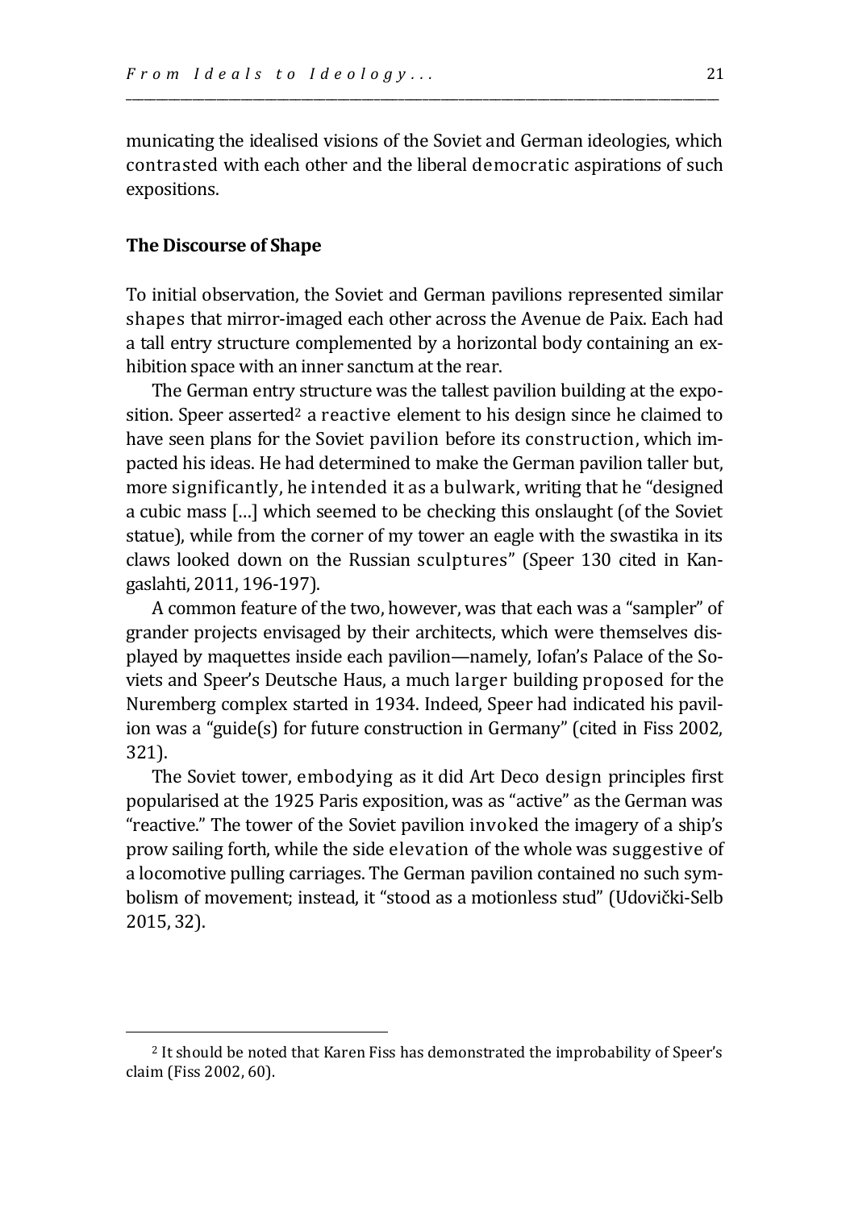municating the idealised visions of the Soviet and German ideologies, which contrasted with each other and the liberal democratic aspirations of such expositions.

### The Discourse of Shape

To initial observation, the Soviet and German pavilions represented similar shapes that mirror-imaged each other across the Avenue de Paix. Each had a tall entry structure complemented by a horizontal body containing an exhibition space with an inner sanctum at the rear.

The German entry structure was the tallest pavilion building at the exposition. Speer asserted[2] a reactive element to his design since he claimed to have seen plans for the Soviet pavilion before its construction, which impacted his ideas. He had determined to make the German pavilion taller but, more significantly, he intended it as a bulwark, writing that he "designed a cubic mass […] which seemed to be checking this onslaught (of the Soviet statue), while from the corner of my tower an eagle with the swastika in its claws looked down on the Russian sculptures" (Speer 130 cited in Kangaslahti, 2011, 196-197).

A common feature of the two, however, was that each was a "sampler" of grander projects envisaged by their architects, which were themselves displayed by maquettes inside each pavilion—namely, Iofan's Palace of the Soviets and Speer's Deutsche Haus, a much larger building proposed for the Nuremberg complex started in 1934. Indeed, Speer had indicated his pavilion was a "guide(s) for future construction in Germany" (cited in Fiss 2002, 321).

The Soviet tower, embodying as it did Art Deco design principles first popularised at the 1925 Paris exposition, was as "active" as the German was "reactive." The tower of the Soviet pavilion invoked the imagery of a ship's prow sailing forth, while the side elevation of the whole was suggestive of a locomotive pulling carriages. The German pavilion contained no such symbolism of movement; instead, it "stood as a motionless stud" (Udovički-Selb 2015, 32).

[2] It should be noted that Karen Fiss has demonstrated the improbability of Speer's claim (Fiss 2002, 60).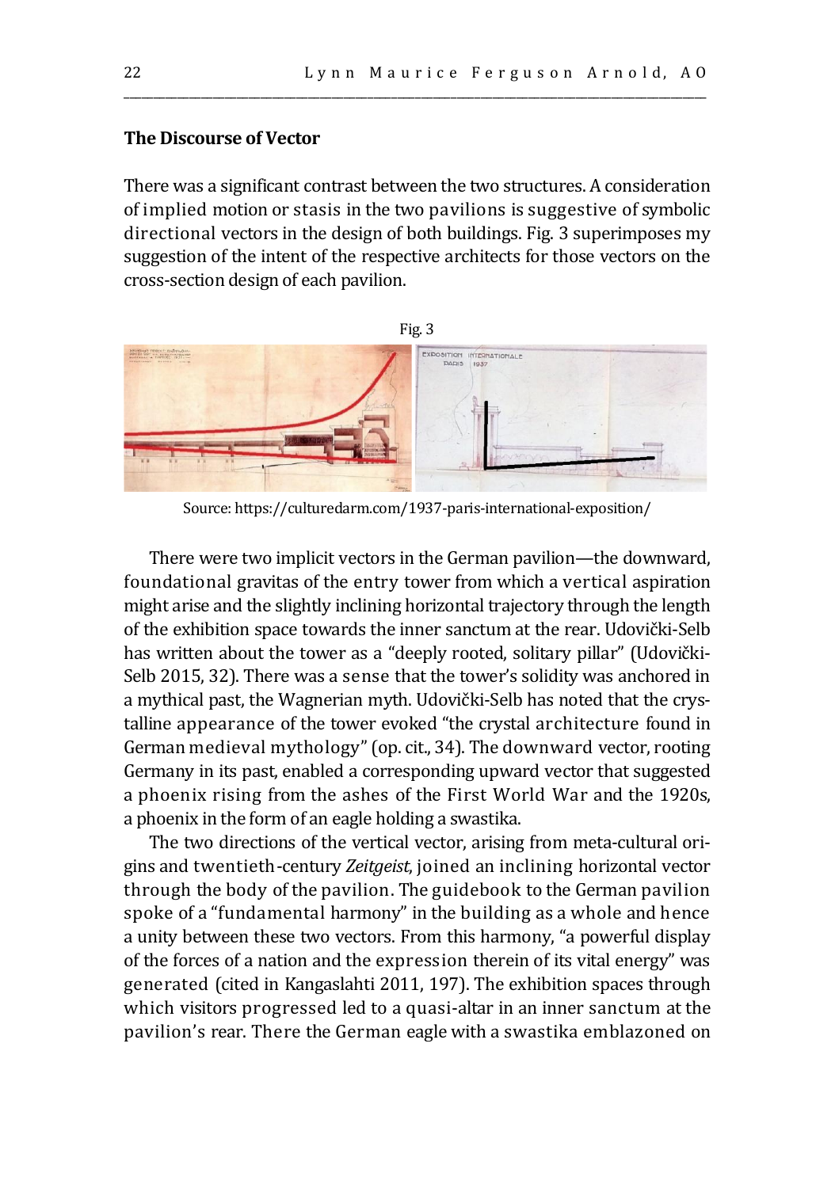### The Discourse of Vector

There was a significant contrast between the two structures. A consideration of implied motion or stasis in the two pavilions is suggestive of symbolic directional vectors in the design of both buildings. Fig. 3 superimposes my suggestion of the intent of the respective architects for those vectors on the cross-section design of each pavilion.

Fig. 3

Source: https://culturedarm.com/1937-paris-international-exposition/

There were two implicit vectors in the German pavilion—the downward, foundational gravitas of the entry tower from which a vertical aspiration might arise and the slightly inclining horizontal trajectory through the length of the exhibition space towards the inner sanctum at the rear. Udovički-Selb has written about the tower as a "deeply rooted, solitary pillar" (Udovički-Selb 2015, 32). There was a sense that the tower's solidity was anchored in a mythical past, the Wagnerian myth. Udovički-Selb has noted that the crystalline appearance of the tower evoked "the crystal architecture found in German medieval mythology" (op. cit., 34). The downward vector, rooting Germany in its past, enabled a corresponding upward vector that suggested a phoenix rising from the ashes of the First World War and the 1920s, a phoenix in the form of an eagle holding a swastika.

The two directions of the vertical vector, arising from meta-cultural origins and twentieth-century *Zeitgeist*, joined an inclining horizontal vector through the body of the pavilion. The guidebook to the German pavilion spoke of a "fundamental harmony" in the building as a whole and hence a unity between these two vectors. From this harmony, "a powerful display of the forces of a nation and the expression therein of its vital energy" was generated (cited in Kangaslahti 2011, 197). The exhibition spaces through which visitors progressed led to a quasi-altar in an inner sanctum at the pavilion's rear. There the German eagle with a swastika emblazoned on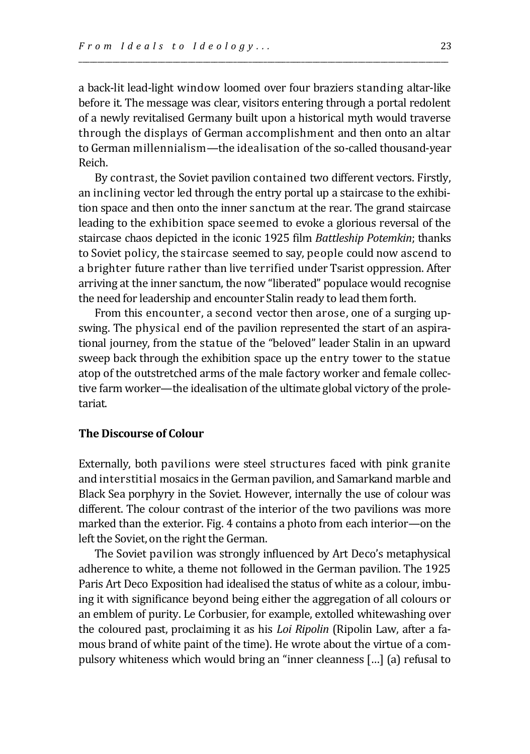a back-lit lead-light window loomed over four braziers standing altar-like before it. The message was clear, visitors entering through a portal redolent of a newly revitalised Germany built upon a historical myth would traverse through the displays of German accomplishment and then onto an altar to German millennialism—the idealisation of the so-called thousand-year Reich.

By contrast, the Soviet pavilion contained two different vectors. Firstly, an inclining vector led through the entry portal up a staircase to the exhibition space and then onto the inner sanctum at the rear. The grand staircase leading to the exhibition space seemed to evoke a glorious reversal of the staircase chaos depicted in the iconic 1925 film *Battleship Potemkin*; thanks to Soviet policy, the staircase seemed to say, people could now ascend to a brighter future rather than live terrified under Tsarist oppression. After arriving at the inner sanctum, the now "liberated" populace would recognise the need for leadership and encounter Stalin ready to lead them forth.

From this encounter, a second vector then arose, one of a surging upswing. The physical end of the pavilion represented the start of an aspirational journey, from the statue of the "beloved" leader Stalin in an upward sweep back through the exhibition space up the entry tower to the statue atop of the outstretched arms of the male factory worker and female collective farm worker—the idealisation of the ultimate global victory of the proletariat.

**The Discourse of Colour**

Externally, both pavilions were steel structures faced with pink granite and interstitial mosaics in the German pavilion, and Samarkand marble and Black Sea porphyry in the Soviet. However, internally the use of colour was different. The colour contrast of the interior of the two pavilions was more marked than the exterior. Fig. 4 contains a photo from each interior—on the left the Soviet, on the right the German.

The Soviet pavilion was strongly influenced by Art Deco's metaphysical adherence to white, a theme not followed in the German pavilion. The 1925 Paris Art Deco Exposition had idealised the status of white as a colour, imbuing it with significance beyond being either the aggregation of all colours or an emblem of purity. Le Corbusier, for example, extolled whitewashing over the coloured past, proclaiming it as his *Loi Ripolin* (Ripolin Law, after a famous brand of white paint of the time). He wrote about the virtue of a compulsory whiteness which would bring an "inner cleanness […] (a) refusal to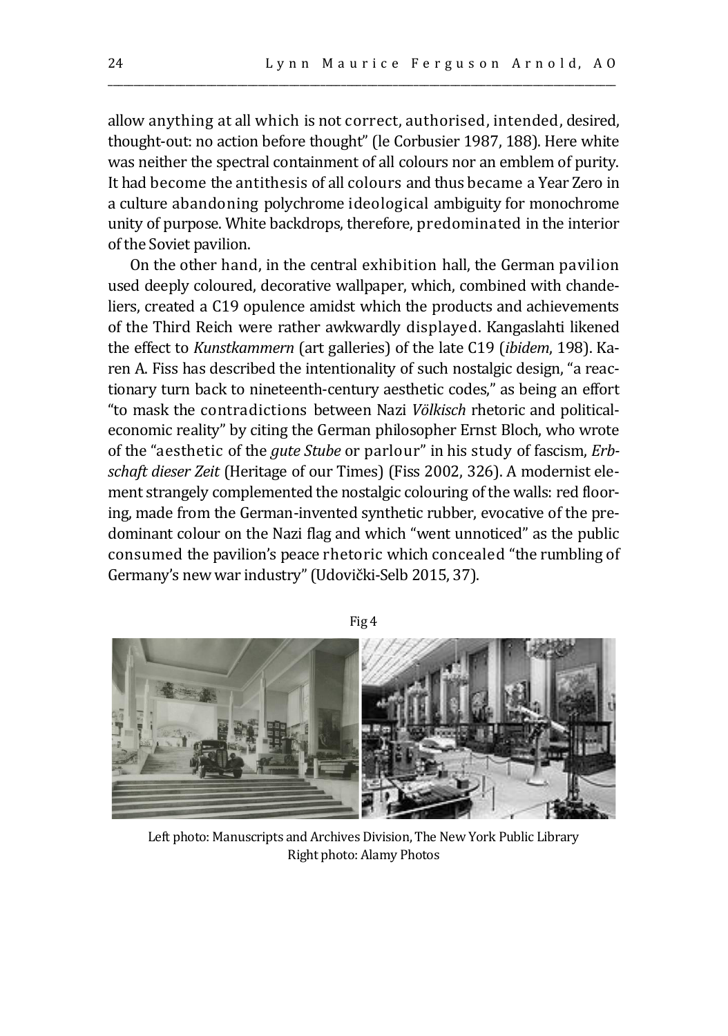allow anything at all which is not correct, authorised, intended, desired, thought-out: no action before thought" (le Corbusier 1987, 188). Here white was neither the spectral containment of all colours nor an emblem of purity. It had become the antithesis of all colours and thus became a Year Zero in a culture abandoning polychrome ideological ambiguity for monochrome unity of purpose. White backdrops, therefore, predominated in the interior of the Soviet pavilion.

On the other hand, in the central exhibition hall, the German pavilion used deeply coloured, decorative wallpaper, which, combined with chandeliers, created a C19 opulence amidst which the products and achievements of the Third Reich were rather awkwardly displayed. Kangaslahti likened the effect to *Kunstkammern* (art galleries) of the late C19 (*ibidem*, 198). Karen A. Fiss has described the intentionality of such nostalgic design, "a reactionary turn back to nineteenth-century aesthetic codes," as being an effort "to mask the contradictions between Nazi *Völkisch* rhetoric and political-economic reality" by citing the German philosopher Ernst Bloch, who wrote of the "aesthetic of the *gute Stube* or parlour" in his study of fascism, *Erbschaft dieser Zeit* (Heritage of our Times) (Fiss 2002, 326). A modernist element strangely complemented the nostalgic colouring of the walls: red flooring, made from the German-invented synthetic rubber, evocative of the predominant colour on the Nazi flag and which "went unnoticed" as the public consumed the pavilion's peace rhetoric which concealed "the rumbling of Germany's new war industry" (Udovički-Selb 2015, 37).

Fig 4

Left photo: Manuscripts and Archives Division, The New York Public Library
Right photo: Alamy Photos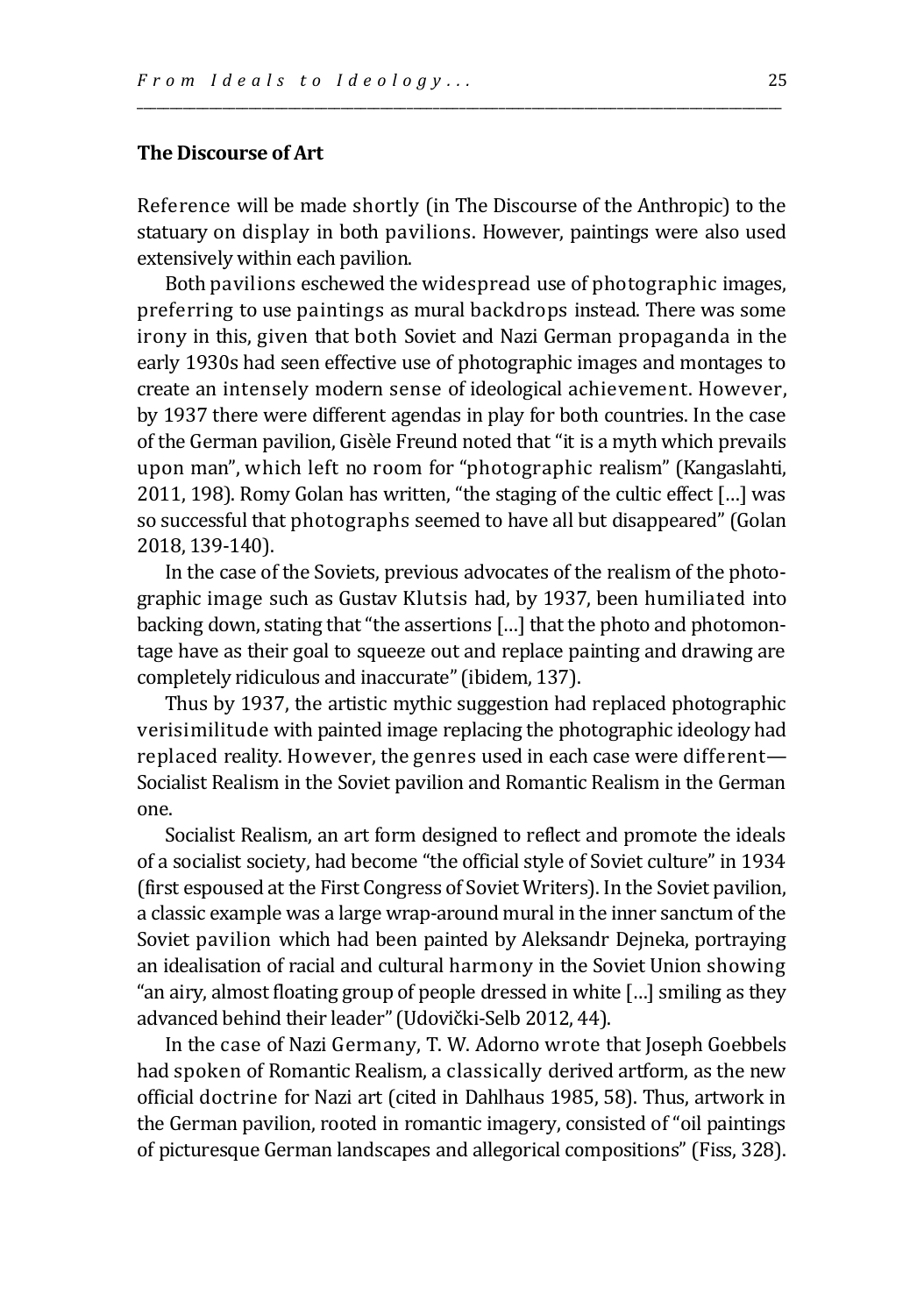### The Discourse of Art

Reference will be made shortly (in The Discourse of the Anthropic) to the statuary on display in both pavilions. However, paintings were also used extensively within each pavilion.

Both pavilions eschewed the widespread use of photographic images, preferring to use paintings as mural backdrops instead. There was some irony in this, given that both Soviet and Nazi German propaganda in the early 1930s had seen effective use of photographic images and montages to create an intensely modern sense of ideological achievement. However, by 1937 there were different agendas in play for both countries. In the case of the German pavilion, Gisèle Freund noted that "it is a myth which prevails upon man", which left no room for "photographic realism" (Kangaslahti, 2011, 198). Romy Golan has written, "the staging of the cultic effect […] was so successful that photographs seemed to have all but disappeared" (Golan 2018, 139-140).

In the case of the Soviets, previous advocates of the realism of the photographic image such as Gustav Klutsis had, by 1937, been humiliated into backing down, stating that "the assertions […] that the photo and photomontage have as their goal to squeeze out and replace painting and drawing are completely ridiculous and inaccurate" (ibidem, 137).

Thus by 1937, the artistic mythic suggestion had replaced photographic verisimilitude with painted image replacing the photographic ideology had replaced reality. However, the genres used in each case were different—Socialist Realism in the Soviet pavilion and Romantic Realism in the German one.

Socialist Realism, an art form designed to reflect and promote the ideals of a socialist society, had become "the official style of Soviet culture" in 1934 (first espoused at the First Congress of Soviet Writers). In the Soviet pavilion, a classic example was a large wrap-around mural in the inner sanctum of the Soviet pavilion which had been painted by Aleksandr Dejneka, portraying an idealisation of racial and cultural harmony in the Soviet Union showing "an airy, almost floating group of people dressed in white […] smiling as they advanced behind their leader" (Udovički-Selb 2012, 44).

In the case of Nazi Germany, T. W. Adorno wrote that Joseph Goebbels had spoken of Romantic Realism, a classically derived artform, as the new official doctrine for Nazi art (cited in Dahlhaus 1985, 58). Thus, artwork in the German pavilion, rooted in romantic imagery, consisted of "oil paintings of picturesque German landscapes and allegorical compositions" (Fiss, 328).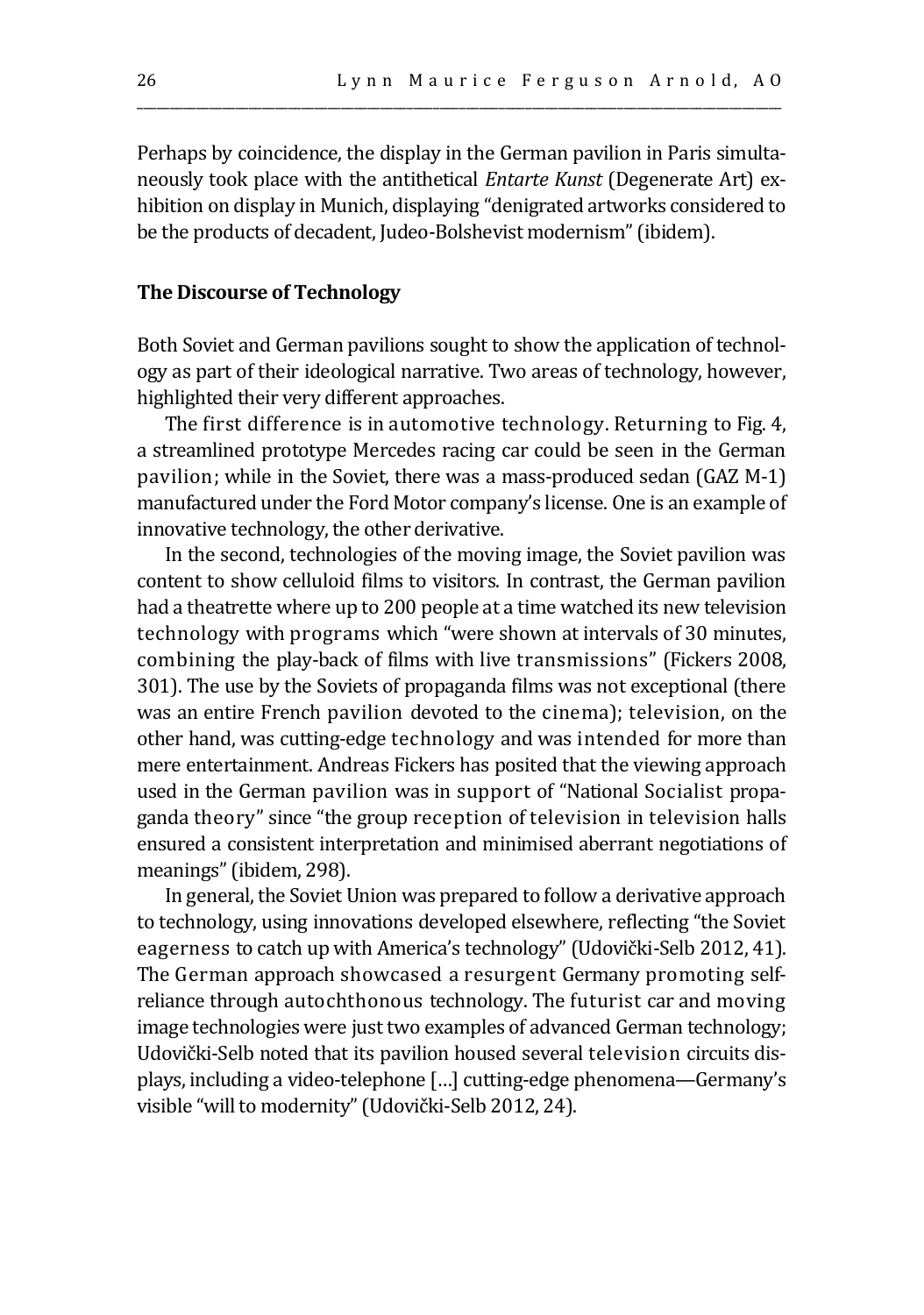Perhaps by coincidence, the display in the German pavilion in Paris simultaneously took place with the antithetical *Entarte Kunst* (Degenerate Art) exhibition on display in Munich, displaying "denigrated artworks considered to be the products of decadent, Judeo-Bolshevist modernism" (ibidem).

## The Discourse of Technology

Both Soviet and German pavilions sought to show the application of technology as part of their ideological narrative. Two areas of technology, however, highlighted their very different approaches.

The first difference is in automotive technology. Returning to Fig. 4, a streamlined prototype Mercedes racing car could be seen in the German pavilion; while in the Soviet, there was a mass-produced sedan (GAZ M-1) manufactured under the Ford Motor company's license. One is an example of innovative technology, the other derivative.

In the second, technologies of the moving image, the Soviet pavilion was content to show celluloid films to visitors. In contrast, the German pavilion had a theatrette where up to 200 people at a time watched its new television technology with programs which "were shown at intervals of 30 minutes, combining the play-back of films with live transmissions" (Fickers 2008, 301). The use by the Soviets of propaganda films was not exceptional (there was an entire French pavilion devoted to the cinema); television, on the other hand, was cutting-edge technology and was intended for more than mere entertainment. Andreas Fickers has posited that the viewing approach used in the German pavilion was in support of "National Socialist propaganda theory" since "the group reception of television in television halls ensured a consistent interpretation and minimised aberrant negotiations of meanings" (ibidem, 298).

In general, the Soviet Union was prepared to follow a derivative approach to technology, using innovations developed elsewhere, reflecting "the Soviet eagerness to catch up with America's technology" (Udovički-Selb 2012, 41). The German approach showcased a resurgent Germany promoting self-reliance through autochthonous technology. The futurist car and moving image technologies were just two examples of advanced German technology; Udovički-Selb noted that its pavilion housed several television circuits displays, including a video-telephone […] cutting-edge phenomena—Germany's visible "will to modernity" (Udovički-Selb 2012, 24).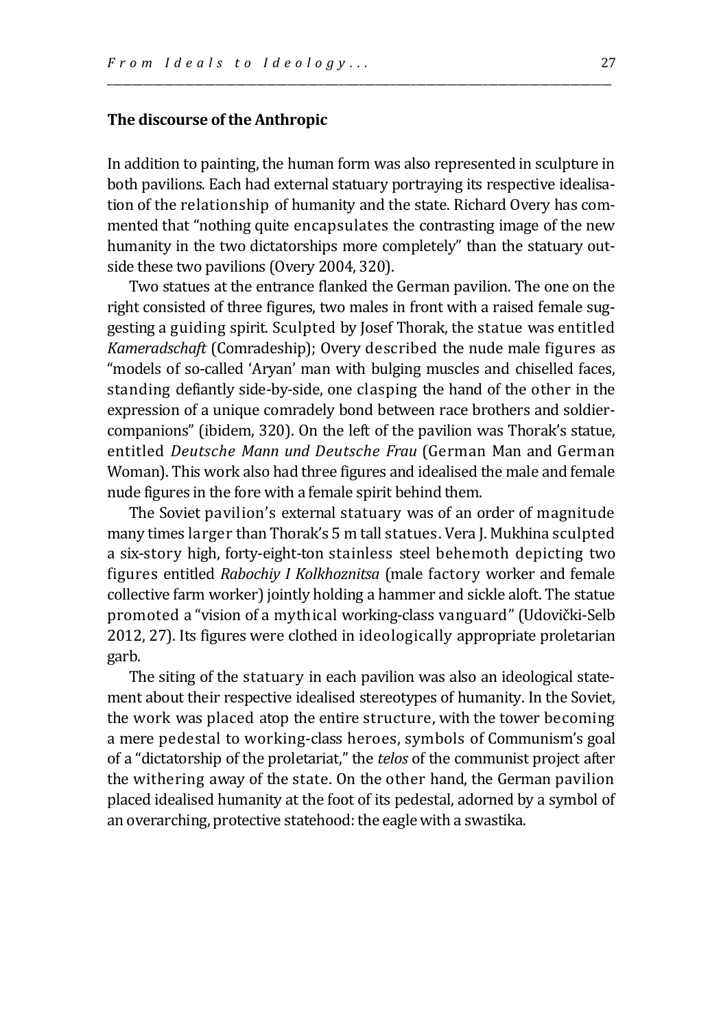## The discourse of the Anthropic

In addition to painting, the human form was also represented in sculpture in both pavilions. Each had external statuary portraying its respective idealisation of the relationship of humanity and the state. Richard Overy has commented that "nothing quite encapsulates the contrasting image of the new humanity in the two dictatorships more completely" than the statuary outside these two pavilions (Overy 2004, 320).

Two statues at the entrance flanked the German pavilion. The one on the right consisted of three figures, two males in front with a raised female suggesting a guiding spirit. Sculpted by Josef Thorak, the statue was entitled *Kameradschaft* (Comradeship); Overy described the nude male figures as "models of so-called 'Aryan' man with bulging muscles and chiselled faces, standing defiantly side-by-side, one clasping the hand of the other in the expression of a unique comradely bond between race brothers and soldier-companions" (ibidem, 320). On the left of the pavilion was Thorak's statue, entitled *Deutsche Mann und Deutsche Frau* (German Man and German Woman). This work also had three figures and idealised the male and female nude figures in the fore with a female spirit behind them.

The Soviet pavilion's external statuary was of an order of magnitude many times larger than Thorak's 5 m tall statues. Vera J. Mukhina sculpted a six-story high, forty-eight-ton stainless steel behemoth depicting two figures entitled *Rabochiy I Kolkhoznitsa* (male factory worker and female collective farm worker) jointly holding a hammer and sickle aloft. The statue promoted a "vision of a mythical working-class vanguard" (Udovički-Selb 2012, 27). Its figures were clothed in ideologically appropriate proletarian garb.

The siting of the statuary in each pavilion was also an ideological statement about their respective idealised stereotypes of humanity. In the Soviet, the work was placed atop the entire structure, with the tower becoming a mere pedestal to working-class heroes, symbols of Communism's goal of a "dictatorship of the proletariat," the *telos* of the communist project after the withering away of the state. On the other hand, the German pavilion placed idealised humanity at the foot of its pedestal, adorned by a symbol of an overarching, protective statehood: the eagle with a swastika.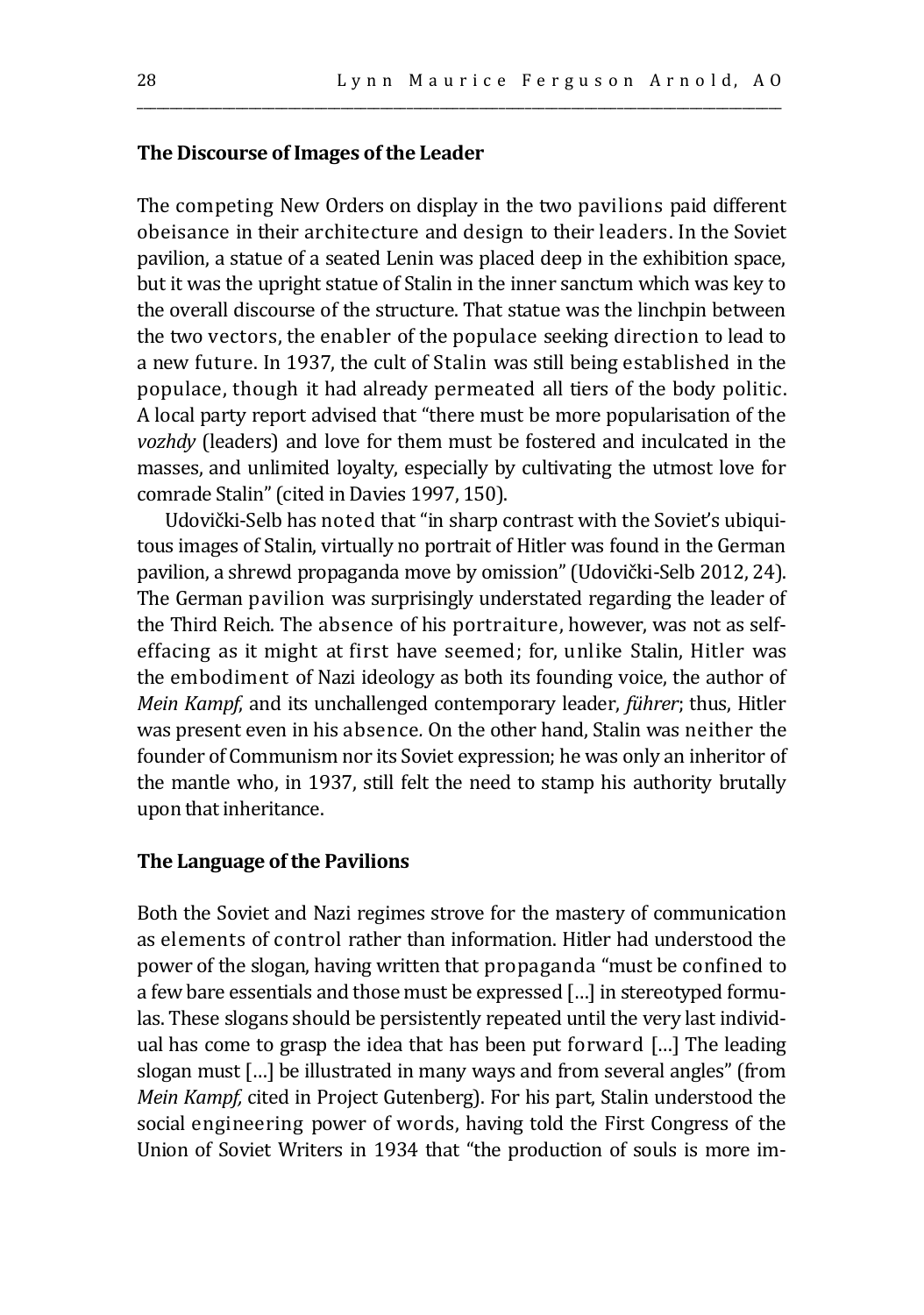### The Discourse of Images of the Leader

The competing New Orders on display in the two pavilions paid different obeisance in their architecture and design to their leaders. In the Soviet pavilion, a statue of a seated Lenin was placed deep in the exhibition space, but it was the upright statue of Stalin in the inner sanctum which was key to the overall discourse of the structure. That statue was the linchpin between the two vectors, the enabler of the populace seeking direction to lead to a new future. In 1937, the cult of Stalin was still being established in the populace, though it had already permeated all tiers of the body politic. A local party report advised that "there must be more popularisation of the *vozhdy* (leaders) and love for them must be fostered and inculcated in the masses, and unlimited loyalty, especially by cultivating the utmost love for comrade Stalin" (cited in Davies 1997, 150).

Udovički-Selb has noted that "in sharp contrast with the Soviet's ubiquitous images of Stalin, virtually no portrait of Hitler was found in the German pavilion, a shrewd propaganda move by omission" (Udovički-Selb 2012, 24). The German pavilion was surprisingly understated regarding the leader of the Third Reich. The absence of his portraiture, however, was not as self-effacing as it might at first have seemed; for, unlike Stalin, Hitler was the embodiment of Nazi ideology as both its founding voice, the author of *Mein Kampf*, and its unchallenged contemporary leader, *führer*; thus, Hitler was present even in his absence. On the other hand, Stalin was neither the founder of Communism nor its Soviet expression; he was only an inheritor of the mantle who, in 1937, still felt the need to stamp his authority brutally upon that inheritance.

### The Language of the Pavilions

Both the Soviet and Nazi regimes strove for the mastery of communication as elements of control rather than information. Hitler had understood the power of the slogan, having written that propaganda "must be confined to a few bare essentials and those must be expressed […] in stereotyped formulas. These slogans should be persistently repeated until the very last individual has come to grasp the idea that has been put forward […] The leading slogan must […] be illustrated in many ways and from several angles" (from *Mein Kampf*, cited in Project Gutenberg). For his part, Stalin understood the social engineering power of words, having told the First Congress of the Union of Soviet Writers in 1934 that "the production of souls is more im-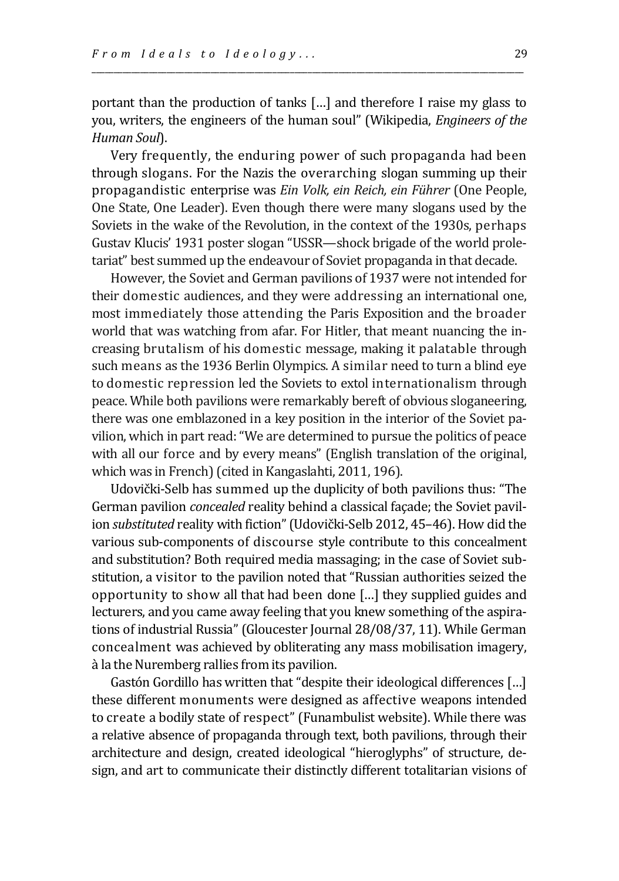portant than the production of tanks […] and therefore I raise my glass to you, writers, the engineers of the human soul" (Wikipedia, *Engineers of the Human Soul*).

Very frequently, the enduring power of such propaganda had been through slogans. For the Nazis the overarching slogan summing up their propagandistic enterprise was *Ein Volk, ein Reich, ein Führer* (One People, One State, One Leader). Even though there were many slogans used by the Soviets in the wake of the Revolution, in the context of the 1930s, perhaps Gustav Klucis' 1931 poster slogan "USSR—shock brigade of the world proletariat" best summed up the endeavour of Soviet propaganda in that decade.

However, the Soviet and German pavilions of 1937 were not intended for their domestic audiences, and they were addressing an international one, most immediately those attending the Paris Exposition and the broader world that was watching from afar. For Hitler, that meant nuancing the increasing brutalism of his domestic message, making it palatable through such means as the 1936 Berlin Olympics. A similar need to turn a blind eye to domestic repression led the Soviets to extol internationalism through peace. While both pavilions were remarkably bereft of obvious sloganeering, there was one emblazoned in a key position in the interior of the Soviet pavilion, which in part read: "We are determined to pursue the politics of peace with all our force and by every means" (English translation of the original, which was in French) (cited in Kangaslahti, 2011, 196).

Udovički-Selb has summed up the duplicity of both pavilions thus: "The German pavilion *concealed* reality behind a classical façade; the Soviet pavilion *substituted* reality with fiction" (Udovički-Selb 2012, 45–46). How did the various sub-components of discourse style contribute to this concealment and substitution? Both required media massaging; in the case of Soviet substitution, a visitor to the pavilion noted that "Russian authorities seized the opportunity to show all that had been done […] they supplied guides and lecturers, and you came away feeling that you knew something of the aspirations of industrial Russia" (Gloucester Journal 28/08/37, 11). While German concealment was achieved by obliterating any mass mobilisation imagery, à la the Nuremberg rallies from its pavilion.

Gastón Gordillo has written that "despite their ideological differences […] these different monuments were designed as affective weapons intended to create a bodily state of respect" (Funambulist website). While there was a relative absence of propaganda through text, both pavilions, through their architecture and design, created ideological "hieroglyphs" of structure, design, and art to communicate their distinctly different totalitarian visions of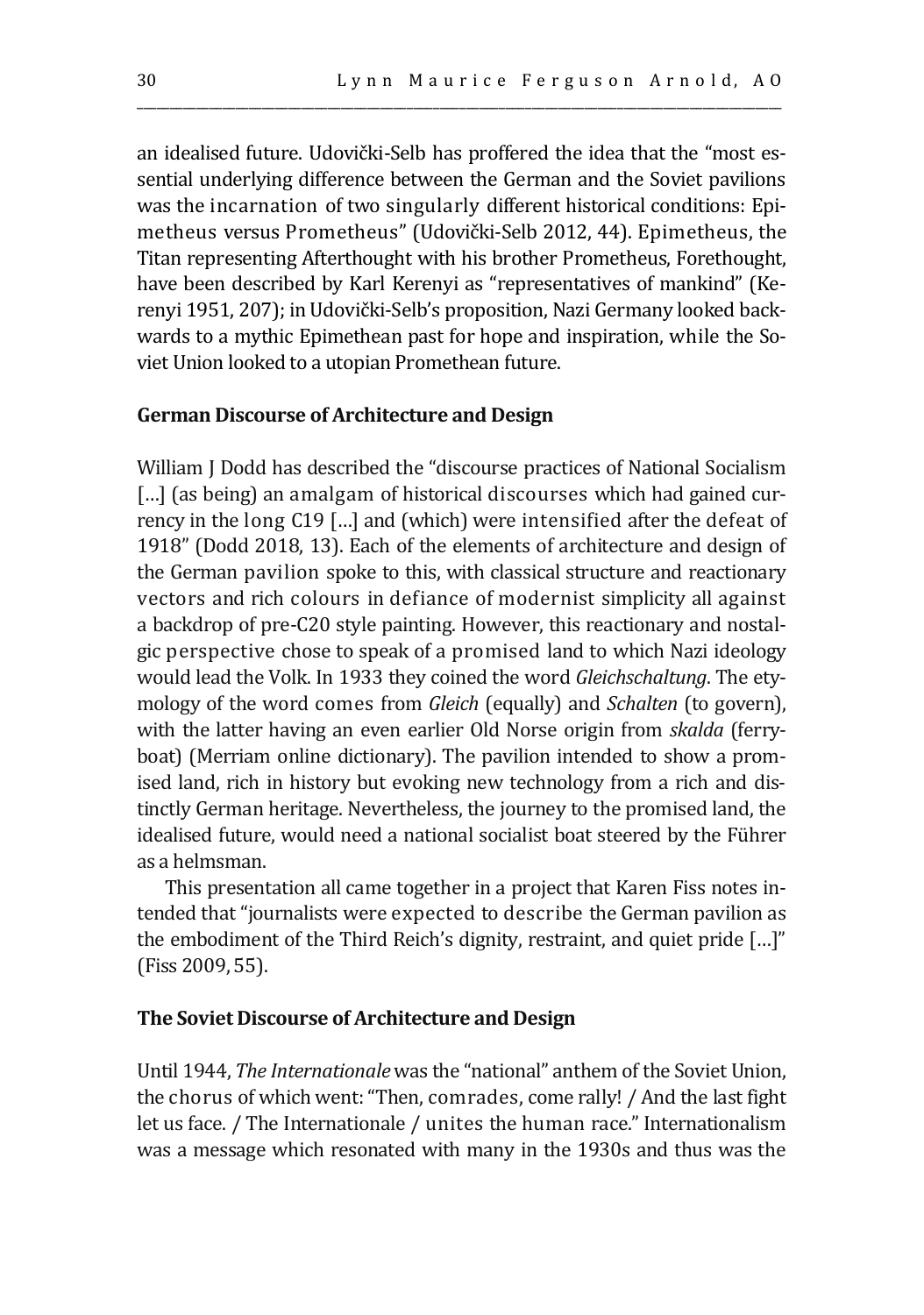an idealised future. Udovički-Selb has proffered the idea that the "most essential underlying difference between the German and the Soviet pavilions was the incarnation of two singularly different historical conditions: Epimetheus versus Prometheus" (Udovički-Selb 2012, 44). Epimetheus, the Titan representing Afterthought with his brother Prometheus, Forethought, have been described by Karl Kerenyi as "representatives of mankind" (Kerenyi 1951, 207); in Udovički-Selb's proposition, Nazi Germany looked backwards to a mythic Epimethean past for hope and inspiration, while the Soviet Union looked to a utopian Promethean future.

**German Discourse of Architecture and Design**

William J Dodd has described the "discourse practices of National Socialism […] (as being) an amalgam of historical discourses which had gained currency in the long C19 […] and (which) were intensified after the defeat of 1918" (Dodd 2018, 13). Each of the elements of architecture and design of the German pavilion spoke to this, with classical structure and reactionary vectors and rich colours in defiance of modernist simplicity all against a backdrop of pre-C20 style painting. However, this reactionary and nostalgic perspective chose to speak of a promised land to which Nazi ideology would lead the Volk. In 1933 they coined the word *Gleichschaltung*. The etymology of the word comes from *Gleich* (equally) and *Schalten* (to govern), with the latter having an even earlier Old Norse origin from *skalda* (ferryboat) (Merriam online dictionary). The pavilion intended to show a promised land, rich in history but evoking new technology from a rich and distinctly German heritage. Nevertheless, the journey to the promised land, the idealised future, would need a national socialist boat steered by the Führer as a helmsman.

This presentation all came together in a project that Karen Fiss notes intended that "journalists were expected to describe the German pavilion as the embodiment of the Third Reich's dignity, restraint, and quiet pride […]" (Fiss 2009, 55).

**The Soviet Discourse of Architecture and Design**

Until 1944, *The Internationale* was the "national" anthem of the Soviet Union, the chorus of which went: "Then, comrades, come rally! / And the last fight let us face. / The Internationale / unites the human race." Internationalism was a message which resonated with many in the 1930s and thus was the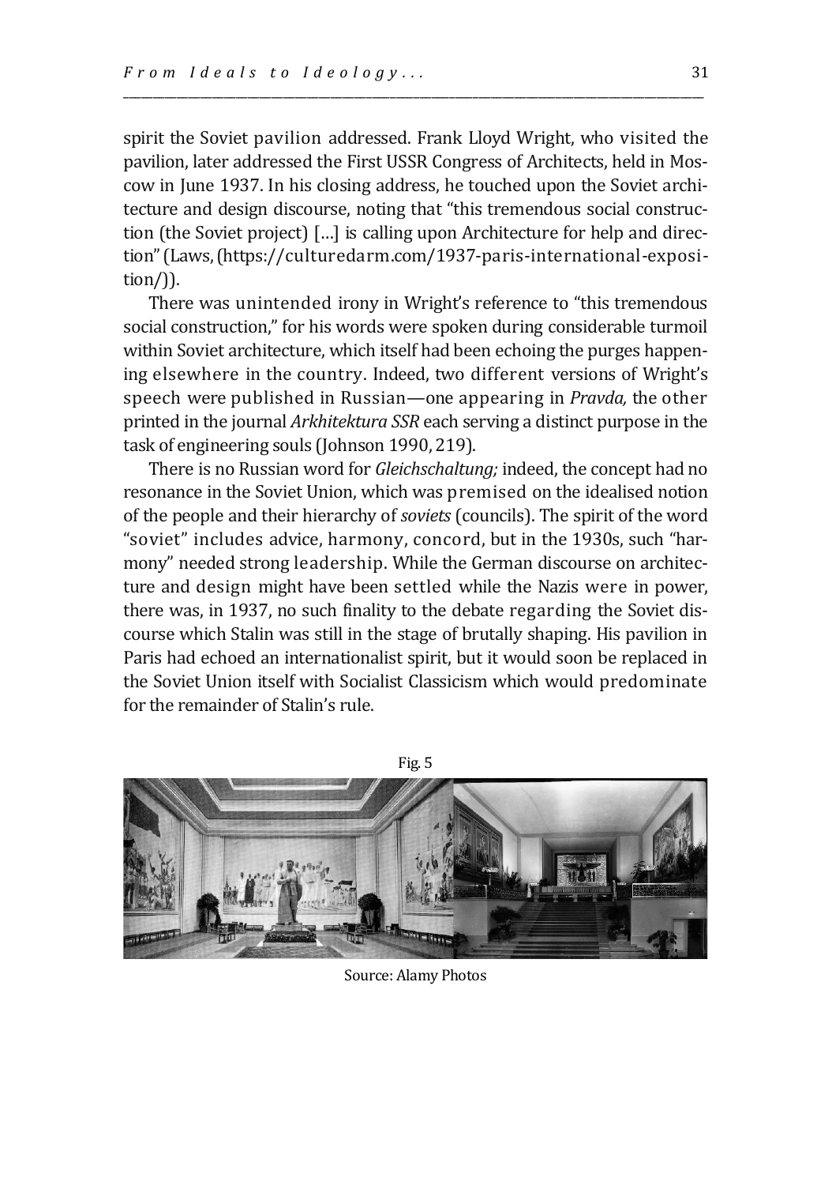spirit the Soviet pavilion addressed. Frank Lloyd Wright, who visited the pavilion, later addressed the First USSR Congress of Architects, held in Moscow in June 1937. In his closing address, he touched upon the Soviet architecture and design discourse, noting that "this tremendous social construction (the Soviet project) […] is calling upon Architecture for help and direction" (Laws, (https://culturedarm.com/1937-paris-international-exposition/)).

There was unintended irony in Wright's reference to "this tremendous social construction," for his words were spoken during considerable turmoil within Soviet architecture, which itself had been echoing the purges happening elsewhere in the country. Indeed, two different versions of Wright's speech were published in Russian—one appearing in *Pravda,* the other printed in the journal *Arkhitektura SSR* each serving a distinct purpose in the task of engineering souls (Johnson 1990, 219).

There is no Russian word for *Gleichschaltung;* indeed, the concept had no resonance in the Soviet Union, which was premised on the idealised notion of the people and their hierarchy of *soviets* (councils). The spirit of the word "soviet" includes advice, harmony, concord, but in the 1930s, such "harmony" needed strong leadership. While the German discourse on architecture and design might have been settled while the Nazis were in power, there was, in 1937, no such finality to the debate regarding the Soviet discourse which Stalin was still in the stage of brutally shaping. His pavilion in Paris had echoed an internationalist spirit, but it would soon be replaced in the Soviet Union itself with Socialist Classicism which would predominate for the remainder of Stalin's rule.

Fig. 5

Source: Alamy Photos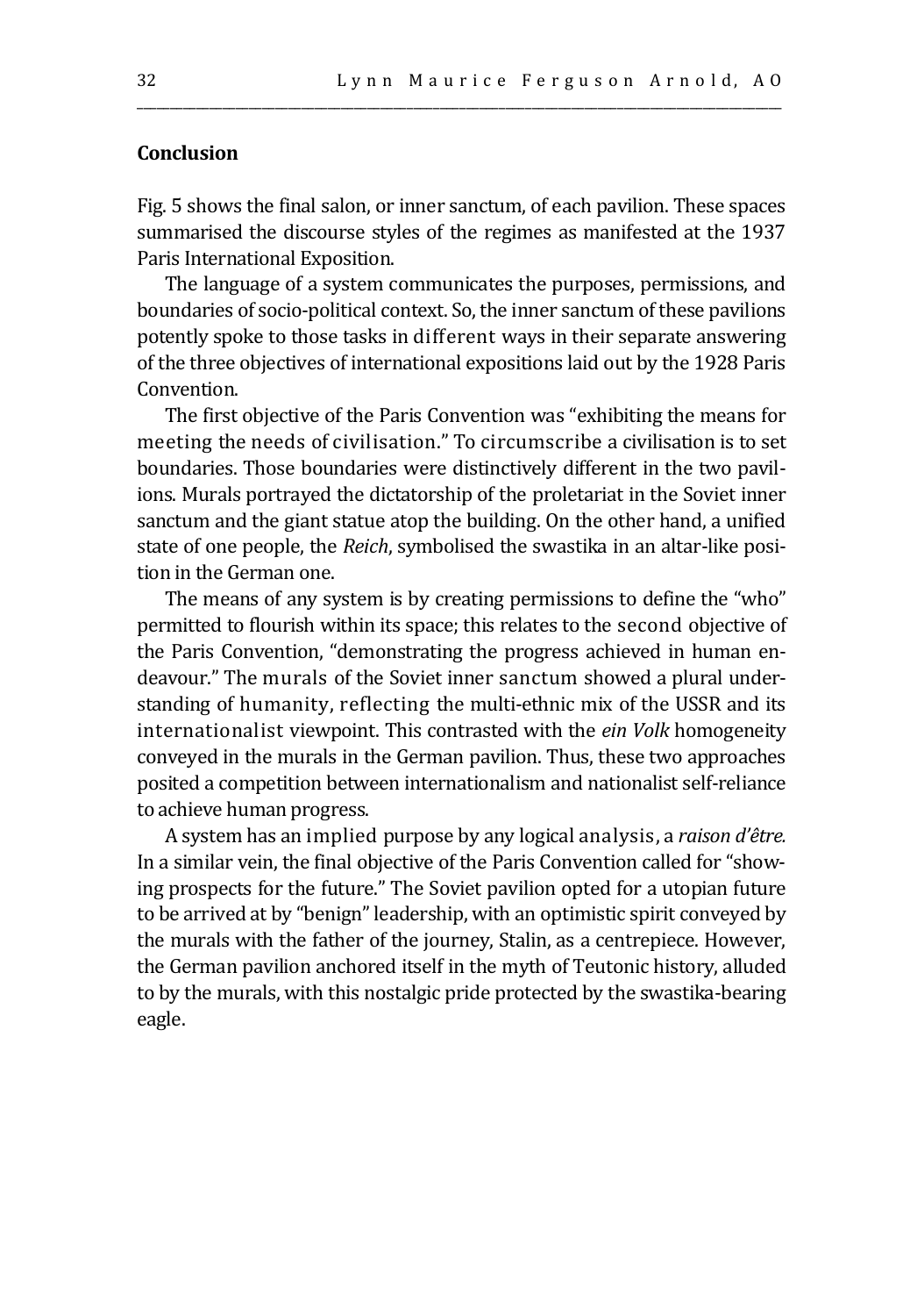**Conclusion**

Fig. 5 shows the final salon, or inner sanctum, of each pavilion. These spaces summarised the discourse styles of the regimes as manifested at the 1937 Paris International Exposition.

The language of a system communicates the purposes, permissions, and boundaries of socio-political context. So, the inner sanctum of these pavilions potently spoke to those tasks in different ways in their separate answering of the three objectives of international expositions laid out by the 1928 Paris Convention.

The first objective of the Paris Convention was "exhibiting the means for meeting the needs of civilisation." To circumscribe a civilisation is to set boundaries. Those boundaries were distinctively different in the two pavilions. Murals portrayed the dictatorship of the proletariat in the Soviet inner sanctum and the giant statue atop the building. On the other hand, a unified state of one people, the *Reich*, symbolised the swastika in an altar-like position in the German one.

The means of any system is by creating permissions to define the "who" permitted to flourish within its space; this relates to the second objective of the Paris Convention, "demonstrating the progress achieved in human endeavour." The murals of the Soviet inner sanctum showed a plural understanding of humanity, reflecting the multi-ethnic mix of the USSR and its internationalist viewpoint. This contrasted with the *ein Volk* homogeneity conveyed in the murals in the German pavilion. Thus, these two approaches posited a competition between internationalism and nationalist self-reliance to achieve human progress.

A system has an implied purpose by any logical analysis, a *raison d'être.* In a similar vein, the final objective of the Paris Convention called for "showing prospects for the future." The Soviet pavilion opted for a utopian future to be arrived at by "benign" leadership, with an optimistic spirit conveyed by the murals with the father of the journey, Stalin, as a centrepiece. However, the German pavilion anchored itself in the myth of Teutonic history, alluded to by the murals, with this nostalgic pride protected by the swastika-bearing eagle.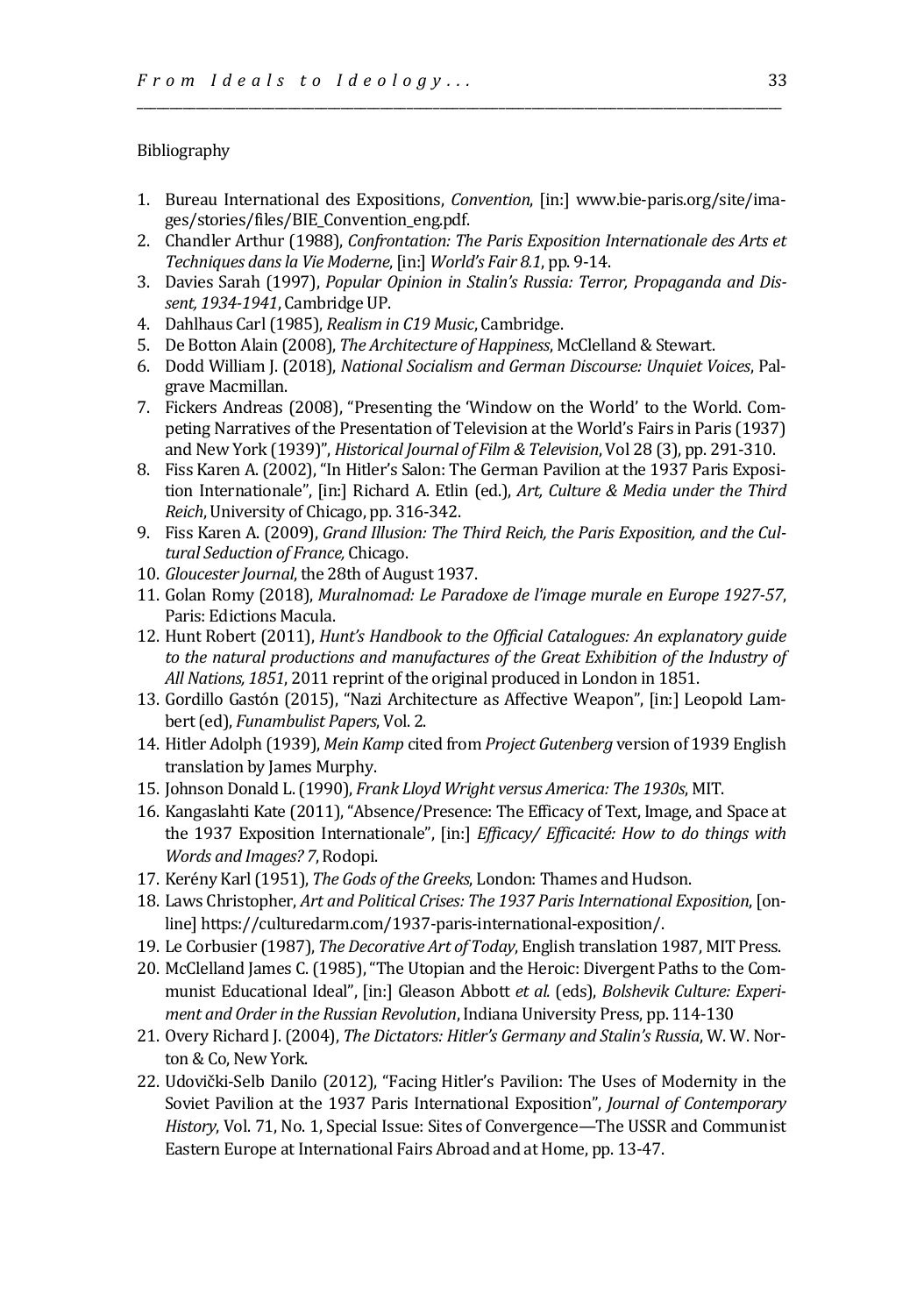Bibliography

1. Bureau International des Expositions, *Convention*, [in:] www.bie-paris.org/site/images/stories/files/BIE_Convention_eng.pdf.
2. Chandler Arthur (1988), *Confrontation: The Paris Exposition Internationale des Arts et Techniques dans la Vie Moderne*, [in:] *World's Fair 8.1*, pp. 9-14.
3. Davies Sarah (1997), *Popular Opinion in Stalin's Russia: Terror, Propaganda and Dissent, 1934-1941*, Cambridge UP.
4. Dahlhaus Carl (1985), *Realism in C19 Music*, Cambridge.
5. De Botton Alain (2008), *The Architecture of Happiness*, McClelland & Stewart.
6. Dodd William J. (2018), *National Socialism and German Discourse: Unquiet Voices*, Palgrave Macmillan.
7. Fickers Andreas (2008), "Presenting the 'Window on the World' to the World. Competing Narratives of the Presentation of Television at the World's Fairs in Paris (1937) and New York (1939)", *Historical Journal of Film & Television*, Vol 28 (3), pp. 291-310.
8. Fiss Karen A. (2002), "In Hitler's Salon: The German Pavilion at the 1937 Paris Exposition Internationale", [in:] Richard A. Etlin (ed.), *Art, Culture & Media under the Third Reich*, University of Chicago, pp. 316-342.
9. Fiss Karen A. (2009), *Grand Illusion: The Third Reich, the Paris Exposition, and the Cultural Seduction of France,* Chicago.
10. *Gloucester Journal*, the 28th of August 1937.
11. Golan Romy (2018), *Muralnomad: Le Paradoxe de l'image murale en Europe 1927-57*, Paris: Edictions Macula.
12. Hunt Robert (2011), *Hunt's Handbook to the Official Catalogues: An explanatory guide to the natural productions and manufactures of the Great Exhibition of the Industry of All Nations, 1851*, 2011 reprint of the original produced in London in 1851.
13. Gordillo Gastón (2015), "Nazi Architecture as Affective Weapon", [in:] Leopold Lambert (ed), *Funambulist Papers*, Vol. 2.
14. Hitler Adolph (1939), *Mein Kamp* cited from *Project Gutenberg* version of 1939 English translation by James Murphy.
15. Johnson Donald L. (1990), *Frank Lloyd Wright versus America: The 1930s*, MIT.
16. Kangaslahti Kate (2011), "Absence/Presence: The Efficacy of Text, Image, and Space at the 1937 Exposition Internationale", [in:] *Efficacy/ Efficacité: How to do things with Words and Images? 7*, Rodopi.
17. Kerény Karl (1951), *The Gods of the Greeks*, London: Thames and Hudson.
18. Laws Christopher, *Art and Political Crises: The 1937 Paris International Exposition*, [online] https://culturedarm.com/1937-paris-international-exposition/.
19. Le Corbusier (1987), *The Decorative Art of Today*, English translation 1987, MIT Press.
20. McClelland James C. (1985), "The Utopian and the Heroic: Divergent Paths to the Communist Educational Ideal", [in:] Gleason Abbott *et al.* (eds), *Bolshevik Culture: Experiment and Order in the Russian Revolution*, Indiana University Press, pp. 114-130
21. Overy Richard J. (2004), *The Dictators: Hitler's Germany and Stalin's Russia*, W. W. Norton & Co, New York.
22. Udovički-Selb Danilo (2012), "Facing Hitler's Pavilion: The Uses of Modernity in the Soviet Pavilion at the 1937 Paris International Exposition", *Journal of Contemporary History*, Vol. 71, No. 1, Special Issue: Sites of Convergence—The USSR and Communist Eastern Europe at International Fairs Abroad and at Home, pp. 13-47.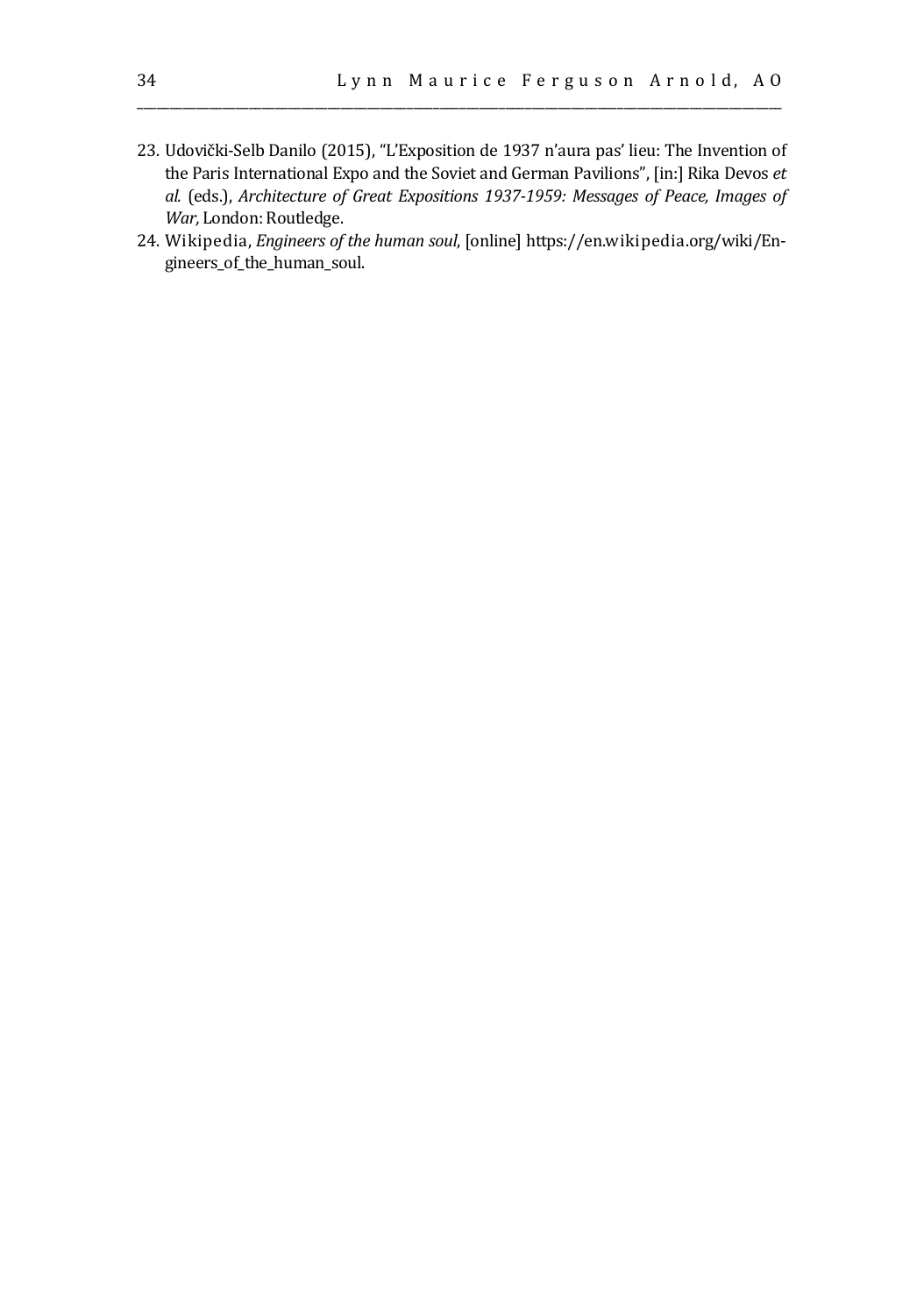23. Udovički-Selb Danilo (2015), "L'Exposition de 1937 n'aura pas' lieu: The Invention of the Paris International Expo and the Soviet and German Pavilions", [in:] Rika Devos *et al.* (eds.), *Architecture of Great Expositions 1937-1959: Messages of Peace, Images of War,* London: Routledge.
24. Wikipedia, *Engineers of the human soul*, [online] https://en.wikipedia.org/wiki/Engineers_of_the_human_soul.